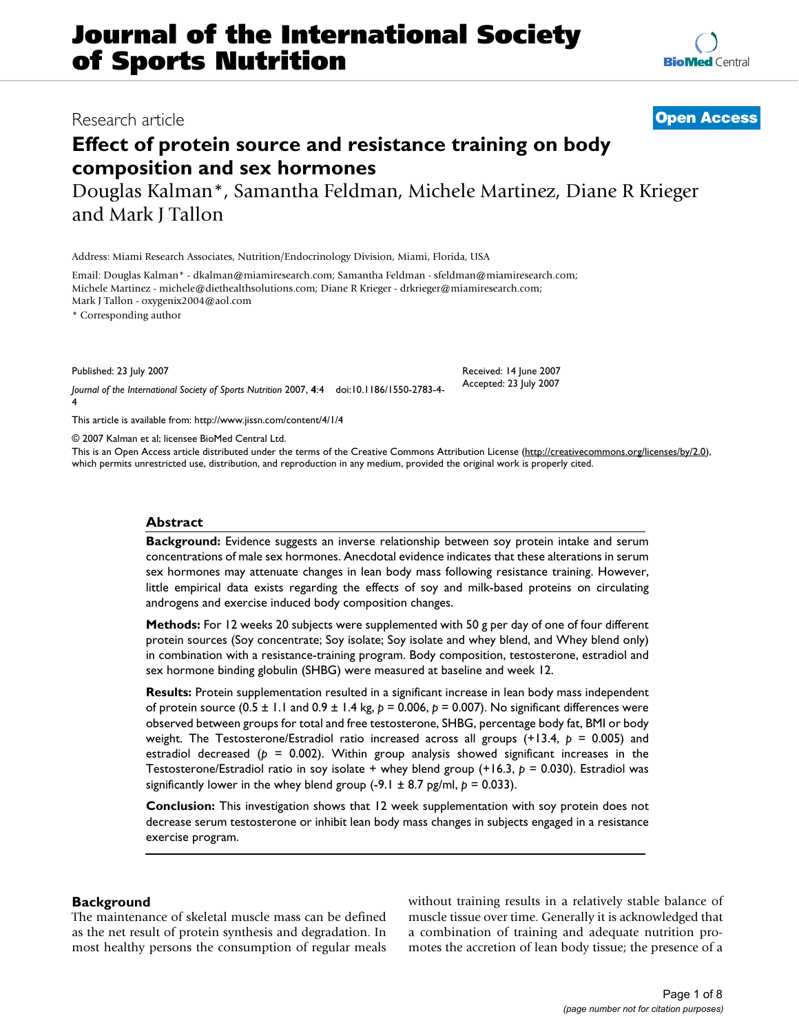# Journal of the International Society of Sports Nutrition

Research article

**Open Access**

## Effect of protein source and resistance training on body composition and sex hormones

Douglas Kalman*, Samantha Feldman, Michele Martinez, Diane R Krieger and Mark J Tallon

Address: Miami Research Associates, Nutrition/Endocrinology Division, Miami, Florida, USA

Email: Douglas Kalman* - dkalman@miamiresearch.com; Samantha Feldman - sfeldman@miamiresearch.com; Michele Martinez - michele@diethealthsolutions.com; Diane R Krieger - drkrieger@miamiresearch.com; Mark J Tallon - oxygenix2004@aol.com

* Corresponding author

Published: 23 July 2007

*Journal of the International Society of Sports Nutrition* 2007, **4**:4 doi:10.1186/1550-2783-4-4

Received: 14 June 2007
Accepted: 23 July 2007

This article is available from: http://www.jissn.com/content/4/1/4

© 2007 Kalman et al; licensee BioMed Central Ltd.
This is an Open Access article distributed under the terms of the Creative Commons Attribution License (http://creativecommons.org/licenses/by/2.0), which permits unrestricted use, distribution, and reproduction in any medium, provided the original work is properly cited.

### Abstract

**Background:** Evidence suggests an inverse relationship between soy protein intake and serum concentrations of male sex hormones. Anecdotal evidence indicates that these alterations in serum sex hormones may attenuate changes in lean body mass following resistance training. However, little empirical data exists regarding the effects of soy and milk-based proteins on circulating androgens and exercise induced body composition changes.

**Methods:** For 12 weeks 20 subjects were supplemented with 50 g per day of one of four different protein sources (Soy concentrate; Soy isolate; Soy isolate and whey blend, and Whey blend only) in combination with a resistance-training program. Body composition, testosterone, estradiol and sex hormone binding globulin (SHBG) were measured at baseline and week 12.

**Results:** Protein supplementation resulted in a significant increase in lean body mass independent of protein source (0.5 ± 1.1 and 0.9 ± 1.4 kg, $p = 0.006$, $p = 0.007$). No significant differences were observed between groups for total and free testosterone, SHBG, percentage body fat, BMI or body weight. The Testosterone/Estradiol ratio increased across all groups (+13.4, $p = 0.005$) and estradiol decreased ($p = 0.002$). Within group analysis showed significant increases in the Testosterone/Estradiol ratio in soy isolate + whey blend group (+16.3, $p = 0.030$). Estradiol was significantly lower in the whey blend group (-9.1 ± 8.7 pg/ml, $p = 0.033$).

**Conclusion:** This investigation shows that 12 week supplementation with soy protein does not decrease serum testosterone or inhibit lean body mass changes in subjects engaged in a resistance exercise program.

## Background

The maintenance of skeletal muscle mass can be defined as the net result of protein synthesis and degradation. In most healthy persons the consumption of regular meals without training results in a relatively stable balance of muscle tissue over time. Generally it is acknowledged that a combination of training and adequate nutrition promotes the accretion of lean body tissue; the presence of a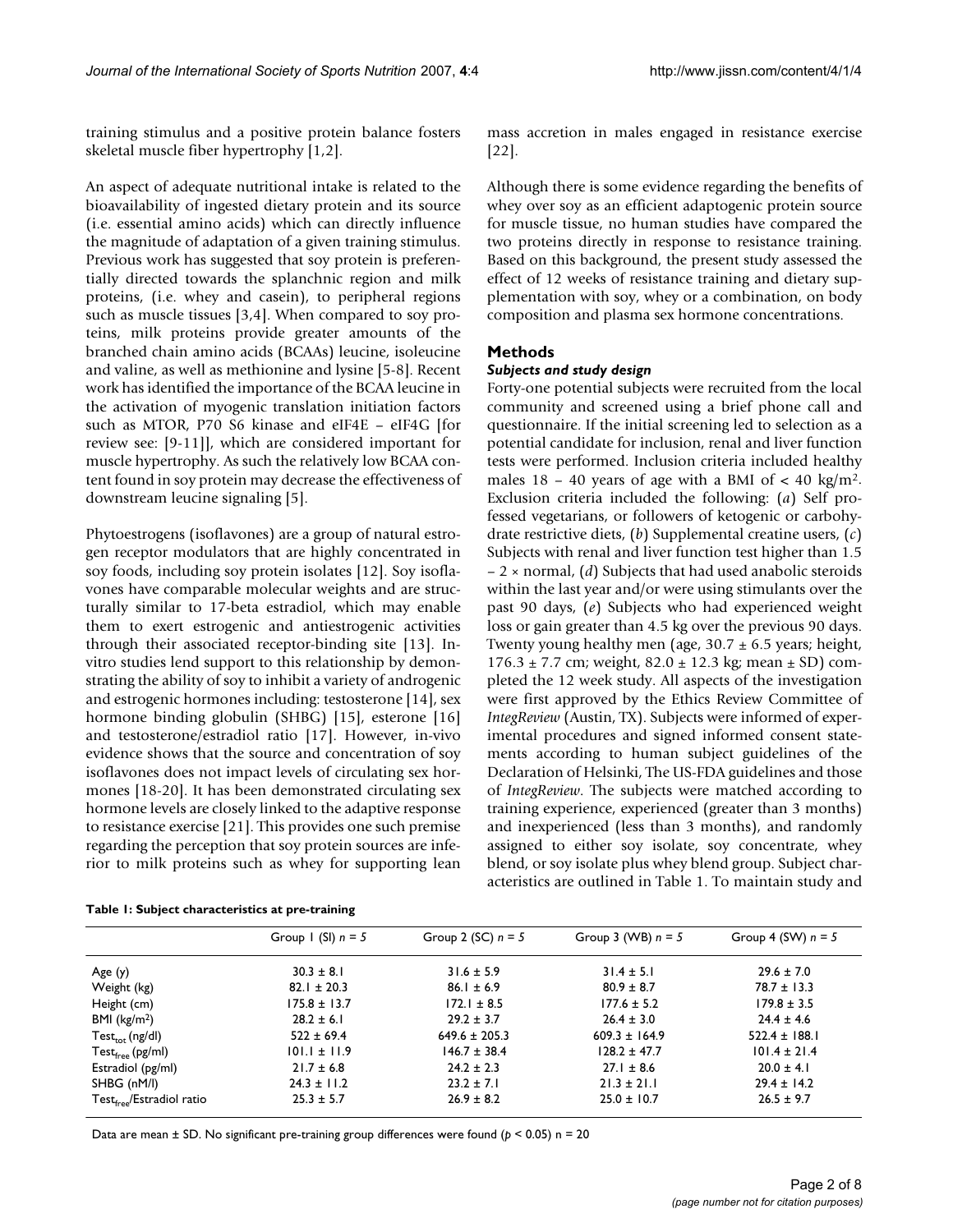training stimulus and a positive protein balance fosters skeletal muscle fiber hypertrophy [1,2].

An aspect of adequate nutritional intake is related to the bioavailability of ingested dietary protein and its source (i.e. essential amino acids) which can directly influence the magnitude of adaptation of a given training stimulus. Previous work has suggested that soy protein is preferentially directed towards the splanchnic region and milk proteins, (i.e. whey and casein), to peripheral regions such as muscle tissues [3,4]. When compared to soy proteins, milk proteins provide greater amounts of the branched chain amino acids (BCAAs) leucine, isoleucine and valine, as well as methionine and lysine [5-8]. Recent work has identified the importance of the BCAA leucine in the activation of myogenic translation initiation factors such as MTOR, P70 S6 kinase and eIF4E – eIF4G [for review see: [9-11]], which are considered important for muscle hypertrophy. As such the relatively low BCAA content found in soy protein may decrease the effectiveness of downstream leucine signaling [5].

Phytoestrogens (isoflavones) are a group of natural estrogen receptor modulators that are highly concentrated in soy foods, including soy protein isolates [12]. Soy isoflavones have comparable molecular weights and are structurally similar to 17-beta estradiol, which may enable them to exert estrogenic and antiestrogenic activities through their associated receptor-binding site [13]. Invitro studies lend support to this relationship by demonstrating the ability of soy to inhibit a variety of androgenic and estrogenic hormones including: testosterone [14], sex hormone binding globulin (SHBG) [15], esterone [16] and testosterone/estradiol ratio [17]. However, in-vivo evidence shows that the source and concentration of soy isoflavones does not impact levels of circulating sex hormones [18-20]. It has been demonstrated circulating sex hormone levels are closely linked to the adaptive response to resistance exercise [21]. This provides one such premise regarding the perception that soy protein sources are inferior to milk proteins such as whey for supporting lean mass accretion in males engaged in resistance exercise [22].

Although there is some evidence regarding the benefits of whey over soy as an efficient adaptogenic protein source for muscle tissue, no human studies have compared the two proteins directly in response to resistance training. Based on this background, the present study assessed the effect of 12 weeks of resistance training and dietary supplementation with soy, whey or a combination, on body composition and plasma sex hormone concentrations.

## Methods

### Subjects and study design

Forty-one potential subjects were recruited from the local community and screened using a brief phone call and questionnaire. If the initial screening led to selection as a potential candidate for inclusion, renal and liver function tests were performed. Inclusion criteria included healthy males 18 – 40 years of age with a BMI of < 40 kg/m$^2$. Exclusion criteria included the following: (*a*) Self professed vegetarians, or followers of ketogenic or carbohydrate restrictive diets, (*b*) Supplemental creatine users, (*c*) Subjects with renal and liver function test higher than 1.5 – 2 × normal, (*d*) Subjects that had used anabolic steroids within the last year and/or were using stimulants over the past 90 days, (*e*) Subjects who had experienced weight loss or gain greater than 4.5 kg over the previous 90 days. Twenty young healthy men (age, 30.7 ± 6.5 years; height, 176.3 ± 7.7 cm; weight, 82.0 ± 12.3 kg; mean ± SD) completed the 12 week study. All aspects of the investigation were first approved by the Ethics Review Committee of *IntegReview* (Austin, TX). Subjects were informed of experimental procedures and signed informed consent statements according to human subject guidelines of the Declaration of Helsinki, The US-FDA guidelines and those of *IntegReview*. The subjects were matched according to training experience, experienced (greater than 3 months) and inexperienced (less than 3 months), and randomly assigned to either soy isolate, soy concentrate, whey blend, or soy isolate plus whey blend group. Subject characteristics are outlined in Table 1. To maintain study and

**Table 1: Subject characteristics at pre-training**

| | Group 1 (SI) *n* = 5 | Group 2 (SC) *n* = 5 | Group 3 (WB) *n* = 5 | Group 4 (SW) *n* = 5 |
|---|---|---|---|---|
| Age (y) | 30.3 ± 8.1 | 31.6 ± 5.9 | 31.4 ± 5.1 | 29.6 ± 7.0 |
| Weight (kg) | 82.1 ± 20.3 | 86.1 ± 6.9 | 80.9 ± 8.7 | 78.7 ± 13.3 |
| Height (cm) | 175.8 ± 13.7 | 172.1 ± 8.5 | 177.6 ± 5.2 | 179.8 ± 3.5 |
| BMI (kg/m$^2$) | 28.2 ± 6.1 | 29.2 ± 3.7 | 26.4 ± 3.0 | 24.4 ± 4.6 |
| $Test_{tot}$ (ng/dl) | 522 ± 69.4 | 649.6 ± 205.3 | 609.3 ± 164.9 | 522.4 ± 188.1 |
| $Test_{free}$ (pg/ml) | 101.1 ± 11.9 | 146.7 ± 38.4 | 128.2 ± 47.7 | 101.4 ± 21.4 |
| Estradiol (pg/ml) | 21.7 ± 6.8 | 24.2 ± 2.3 | 27.1 ± 8.6 | 20.0 ± 4.1 |
| SHBG (nM/l) | 24.3 ± 11.2 | 23.2 ± 7.1 | 21.3 ± 21.1 | 29.4 ± 14.2 |
| $Test_{free}$/Estradiol ratio | 25.3 ± 5.7 | 26.9 ± 8.2 | 25.0 ± 10.7 | 26.5 ± 9.7 |

Data are mean ± SD. No significant pre-training group differences were found ($p$ < 0.05) n = 20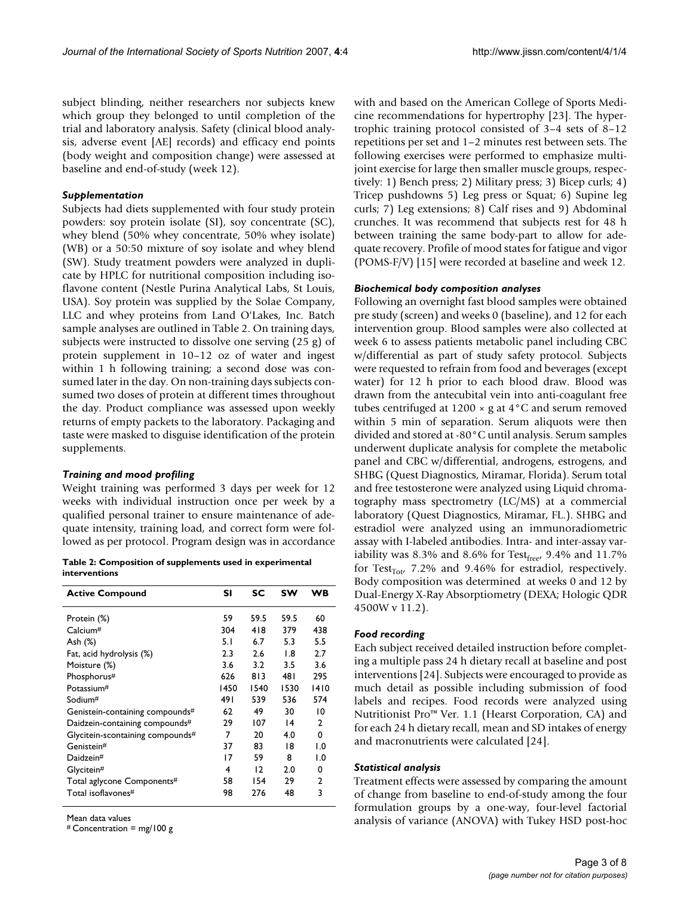subject blinding, neither researchers nor subjects knew which group they belonged to until completion of the trial and laboratory analysis. Safety (clinical blood analysis, adverse event [AE] records) and efficacy end points (body weight and composition change) were assessed at baseline and end-of-study (week 12).

### *Supplementation*

Subjects had diets supplemented with four study protein powders: soy protein isolate (SI), soy concentrate (SC), whey blend (50% whey concentrate, 50% whey isolate) (WB) or a 50:50 mixture of soy isolate and whey blend (SW). Study treatment powders were analyzed in duplicate by HPLC for nutritional composition including isoflavone content (Nestle Purina Analytical Labs, St Louis, USA). Soy protein was supplied by the Solae Company, LLC and whey proteins from Land O'Lakes, Inc. Batch sample analyses are outlined in Table 2. On training days, subjects were instructed to dissolve one serving (25 g) of protein supplement in 10–12 oz of water and ingest within 1 h following training; a second dose was consumed later in the day. On non-training days subjects consumed two doses of protein at different times throughout the day. Product compliance was assessed upon weekly returns of empty packets to the laboratory. Packaging and taste were masked to disguise identification of the protein supplements.

### *Training and mood profiling*

Weight training was performed 3 days per week for 12 weeks with individual instruction once per week by a qualified personal trainer to ensure maintenance of adequate intensity, training load, and correct form were followed as per protocol. Program design was in accordance with and based on the American College of Sports Medicine recommendations for hypertrophy [23]. The hypertrophic training protocol consisted of 3–4 sets of 8–12 repetitions per set and 1–2 minutes rest between sets. The following exercises were performed to emphasize multi-joint exercise for large then smaller muscle groups, respectively: 1) Bench press; 2) Military press; 3) Bicep curls; 4) Tricep pushdowns 5) Leg press or Squat; 6) Supine leg curls; 7) Leg extensions; 8) Calf rises and 9) Abdominal crunches. It was recommend that subjects rest for 48 h between training the same body-part to allow for adequate recovery. Profile of mood states for fatigue and vigor (POMS-F/V) [15] were recorded at baseline and week 12.

**Table 2: Composition of supplements used in experimental interventions**

| Active Compound | SI | SC | SW | WB |
|---|---|---|---|---|
| Protein (%) | 59 | 59.5 | 59.5 | 60 |
| Calcium# | 304 | 418 | 379 | 438 |
| Ash (%) | 5.1 | 6.7 | 5.3 | 5.5 |
| Fat, acid hydrolysis (%) | 2.3 | 2.6 | 1.8 | 2.7 |
| Moisture (%) | 3.6 | 3.2 | 3.5 | 3.6 |
| Phosphorus# | 626 | 813 | 481 | 295 |
| Potassium# | 1450 | 1540 | 1530 | 1410 |
| Sodium# | 491 | 539 | 536 | 574 |
| Genistein-containing compounds# | 62 | 49 | 30 | 10 |
| Daidzein-containing compounds# | 29 | 107 | 14 | 2 |
| Glycitein-scontaining compounds# | 7 | 20 | 4.0 | 0 |
| Genistein# | 37 | 83 | 18 | 1.0 |
| Daidzein# | 17 | 59 | 8 | 1.0 |
| Glycitein# | 4 | 12 | 2.0 | 0 |
| Total aglycone Components# | 58 | 154 | 29 | 2 |
| Total isoflavones# | 98 | 276 | 48 | 3 |

Mean data values
# Concentration = mg/100 g

### *Biochemical body composition analyses*

Following an overnight fast blood samples were obtained pre study (screen) and weeks 0 (baseline), and 12 for each intervention group. Blood samples were also collected at week 6 to assess patients metabolic panel including CBC w/differential as part of study safety protocol. Subjects were requested to refrain from food and beverages (except water) for 12 h prior to each blood draw. Blood was drawn from the antecubital vein into anti-coagulant free tubes centrifuged at 1200 × g at 4°C and serum removed within 5 min of separation. Serum aliquots were then divided and stored at -80°C until analysis. Serum samples underwent duplicate analysis for complete the metabolic panel and CBC w/differential, androgens, estrogens, and SHBG (Quest Diagnostics, Miramar, Florida). Serum total and free testosterone were analyzed using Liquid chromatography mass spectrometry (LC/MS) at a commercial laboratory (Quest Diagnostics, Miramar, FL.). SHBG and estradiol were analyzed using an immunoradiometric assay with I-labeled antibodies. Intra- and inter-assay variability was 8.3% and 8.6% for $Test_{free}$, 9.4% and 11.7% for $Test_{Tot}$, 7.2% and 9.46% for estradiol, respectively. Body composition was determined at weeks 0 and 12 by Dual-Energy X-Ray Absorptiometry (DEXA; Hologic QDR 4500W v 11.2).

### *Food recording*

Each subject received detailed instruction before completing a multiple pass 24 h dietary recall at baseline and post interventions [24]. Subjects were encouraged to provide as much detail as possible including submission of food labels and recipes. Food records were analyzed using Nutritionist Pro™ Ver. 1.1 (Hearst Corporation, CA) and for each 24 h dietary recall, mean and SD intakes of energy and macronutrients were calculated [24].

### *Statistical analysis*

Treatment effects were assessed by comparing the amount of change from baseline to end-of-study among the four formulation groups by a one-way, four-level factorial analysis of variance (ANOVA) with Tukey HSD post-hoc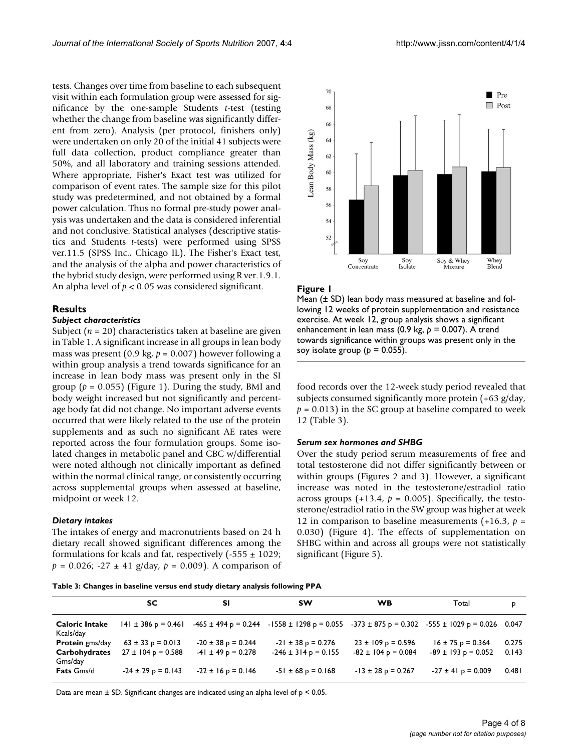tests. Changes over time from baseline to each subsequent visit within each formulation group were assessed for significance by the one-sample Students *t*-test (testing whether the change from baseline was significantly different from zero). Analysis (per protocol, finishers only) were undertaken on only 20 of the initial 41 subjects were full data collection, product compliance greater than 50%, and all laboratory and training sessions attended. Where appropriate, Fisher's Exact test was utilized for comparison of event rates. The sample size for this pilot study was predetermined, and not obtained by a formal power calculation. Thus no formal pre-study power analysis was undertaken and the data is considered inferential and not conclusive. Statistical analyses (descriptive statistics and Students *t*-tests) were performed using SPSS ver.11.5 (SPSS Inc., Chicago IL). The Fisher's Exact test, and the analysis of the alpha and power characteristics of the hybrid study design, were performed using R ver.1.9.1. An alpha level of $p < 0.05$ was considered significant.

## Results

### Subject characteristics

Subject ($n = 20$) characteristics taken at baseline are given in Table 1. A significant increase in all groups in lean body mass was present (0.9 kg, $p = 0.007$) however following a within group analysis a trend towards significance for an increase in lean body mass was present only in the SI group ($p = 0.055$) (Figure 1). During the study, BMI and body weight increased but not significantly and percentage body fat did not change. No important adverse events occurred that were likely related to the use of the protein supplements and as such no significant AE rates were reported across the four formulation groups. Some isolated changes in metabolic panel and CBC w/differential were noted although not clinically important as defined within the normal clinical range, or consistently occurring across supplemental groups when assessed at baseline, midpoint or week 12.

### Dietary intakes

The intakes of energy and macronutrients based on 24 h dietary recall showed significant differences among the formulations for kcals and fat, respectively (-555 ± 1029; $p = 0.026$; -27 ± 41 g/day, $p = 0.009$). A comparison of food records over the 12-week study period revealed that subjects consumed significantly more protein (+63 g/day, $p = 0.013$) in the SC group at baseline compared to week 12 (Table 3).

**Figure 1**

Mean (± SD) lean body mass measured at baseline and following 12 weeks of protein supplementation and resistance exercise. At week 12, group analysis shows a significant enhancement in lean mass (0.9 kg, $p = 0.007$). A trend towards significance within groups was present only in the soy isolate group ($p = 0.055$).

### Serum sex hormones and SHBG

Over the study period serum measurements of free and total testosterone did not differ significantly between or within groups (Figures 2 and 3). However, a significant increase was noted in the testosterone/estradiol ratio across groups (+13.4, $p = 0.005$). Specifically, the testosterone/estradiol ratio in the SW group was higher at week 12 in comparison to baseline measurements (+16.3, $p = 0.030$) (Figure 4). The effects of supplementation on SHBG within and across all groups were not statistically significant (Figure 5).

**Table 3: Changes in baseline versus end study dietary analysis following PPA**

| | SC | SI | SW | WB | Total | p |
|---|---|---|---|---|---|---|
| **Caloric Intake** Kcals/day | 141 ± 386 p = 0.461 | -465 ± 494 p = 0.244 | -1558 ± 1298 p = 0.055 | -373 ± 875 p = 0.302 | -555 ± 1029 p = 0.026 | 0.047 |
| **Protein** gms/day | 63 ± 33 p = 0.013 | -20 ± 38 p = 0.244 | -21 ± 38 p = 0.276 | 23 ± 109 p = 0.596 | 16 ± 75 p = 0.364 | 0.275 |
| **Carbohydrates** Gms/day | 27 ± 104 p = 0.588 | -41 ± 49 p = 0.278 | -246 ± 314 p = 0.155 | -82 ± 104 p = 0.084 | -89 ± 193 p = 0.052 | 0.143 |
| **Fats** Gms/d | -24 ± 29 p = 0.143 | -22 ± 16 p = 0.146 | -51 ± 68 p = 0.168 | -13 ± 28 p = 0.267 | -27 ± 41 p = 0.009 | 0.481 |

Data are mean ± SD. Significant changes are indicated using an alpha level of $p < 0.05$.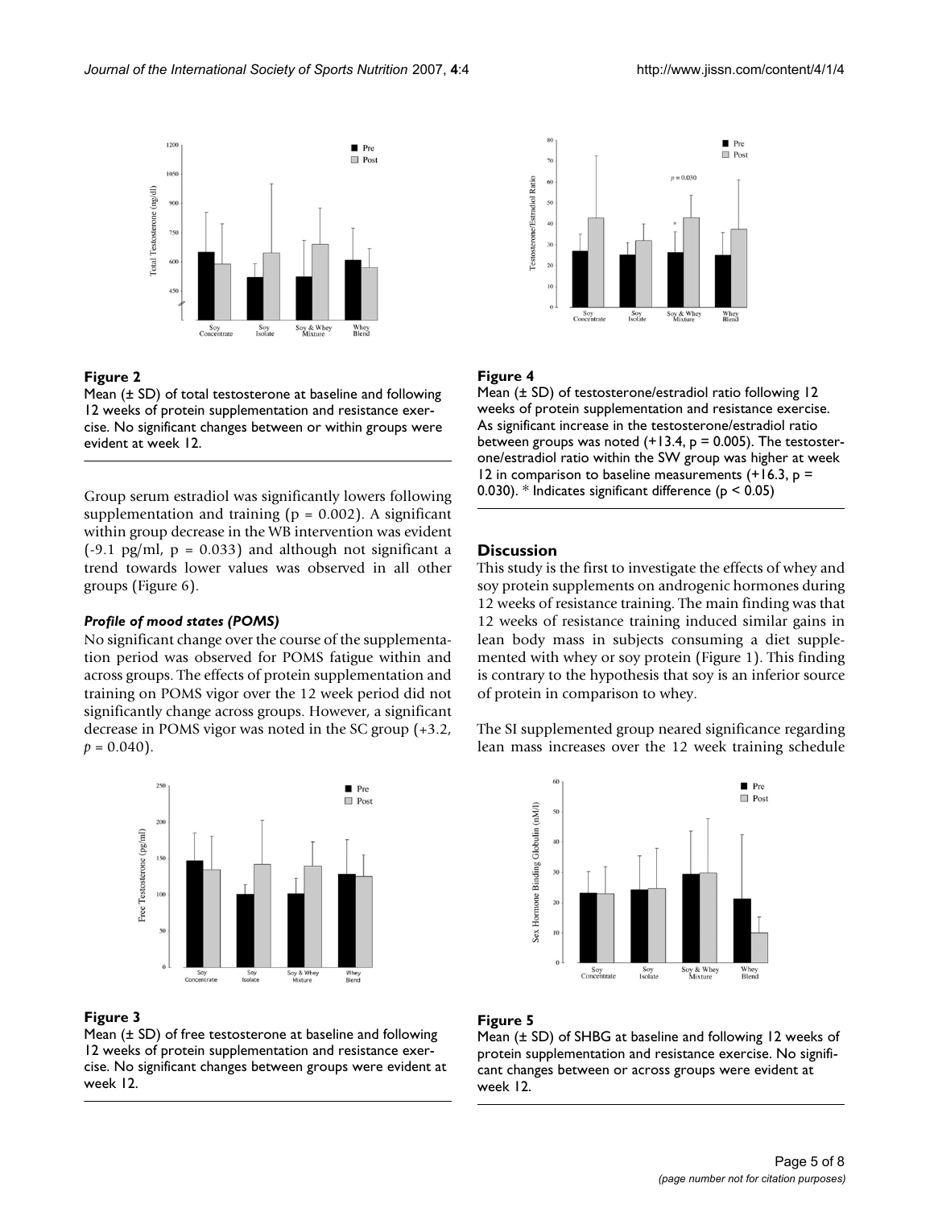**Figure 2**

Mean (± SD) of total testosterone at baseline and following 12 weeks of protein supplementation and resistance exercise. No significant changes between or within groups were evident at week 12.

Group serum estradiol was significantly lowers following supplementation and training (p = 0.002). A significant within group decrease in the WB intervention was evident (-9.1 pg/ml, p = 0.033) and although not significant a trend towards lower values was observed in all other groups (Figure 6).

### *Profile of mood states (POMS)*

No significant change over the course of the supplementation period was observed for POMS fatigue within and across groups. The effects of protein supplementation and training on POMS vigor over the 12 week period did not significantly change across groups. However, a significant decrease in POMS vigor was noted in the SC group (+3.2, *p* = 0.040).

**Figure 3**

Mean (± SD) of free testosterone at baseline and following 12 weeks of protein supplementation and resistance exercise. No significant changes between groups were evident at week 12.

**Figure 4**

Mean (± SD) of testosterone/estradiol ratio following 12 weeks of protein supplementation and resistance exercise. As significant increase in the testosterone/estradiol ratio between groups was noted (+13.4, p = 0.005). The testosterone/estradiol ratio within the SW group was higher at week 12 in comparison to baseline measurements (+16.3, p = 0.030). * Indicates significant difference (p < 0.05)

## Discussion

This study is the first to investigate the effects of whey and soy protein supplements on androgenic hormones during 12 weeks of resistance training. The main finding was that 12 weeks of resistance training induced similar gains in lean body mass in subjects consuming a diet supplemented with whey or soy protein (Figure 1). This finding is contrary to the hypothesis that soy is an inferior source of protein in comparison to whey.

The SI supplemented group neared significance regarding lean mass increases over the 12 week training schedule

**Figure 5**

Mean (± SD) of SHBG at baseline and following 12 weeks of protein supplementation and resistance exercise. No significant changes between or across groups were evident at week 12.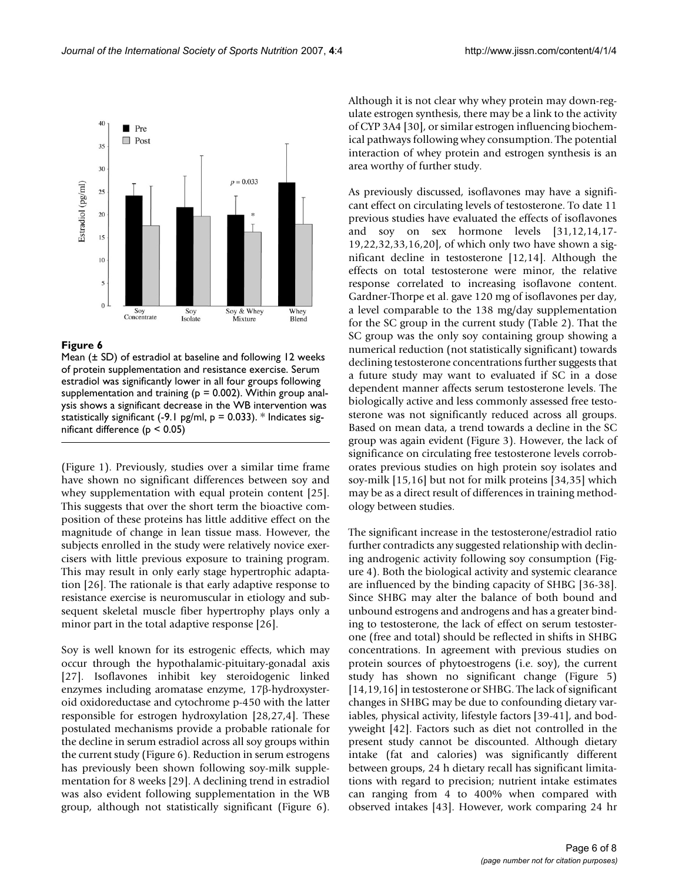**Figure 6**

Mean (± SD) of estradiol at baseline and following 12 weeks of protein supplementation and resistance exercise. Serum estradiol was significantly lower in all four groups following supplementation and training ($p = 0.002$). Within group analysis shows a significant decrease in the WB intervention was statistically significant (-9.1 pg/ml, $p = 0.033$). * Indicates significant difference ($p < 0.05$)

(Figure 1). Previously, studies over a similar time frame have shown no significant differences between soy and whey supplementation with equal protein content [25]. This suggests that over the short term the bioactive composition of these proteins has little additive effect on the magnitude of change in lean tissue mass. However, the subjects enrolled in the study were relatively novice exercisers with little previous exposure to training program. This may result in only early stage hypertrophic adaptation [26]. The rationale is that early adaptive response to resistance exercise is neuromuscular in etiology and subsequent skeletal muscle fiber hypertrophy plays only a minor part in the total adaptive response [26].

Soy is well known for its estrogenic effects, which may occur through the hypothalamic-pituitary-gonadal axis [27]. Isoflavones inhibit key steroidogenic linked enzymes including aromatase enzyme, 17β-hydroxysteroid oxidoreductase and cytochrome p-450 with the latter responsible for estrogen hydroxylation [28,27,4]. These postulated mechanisms provide a probable rationale for the decline in serum estradiol across all soy groups within the current study (Figure 6). Reduction in serum estrogens has previously been shown following soy-milk supplementation for 8 weeks [29]. A declining trend in estradiol was also evident following supplementation in the WB group, although not statistically significant (Figure 6). Although it is not clear why whey protein may down-regulate estrogen synthesis, there may be a link to the activity of CYP 3A4 [30], or similar estrogen influencing biochemical pathways following whey consumption. The potential interaction of whey protein and estrogen synthesis is an area worthy of further study.

As previously discussed, isoflavones may have a significant effect on circulating levels of testosterone. To date 11 previous studies have evaluated the effects of isoflavones and soy on sex hormone levels [31,12,14,17-19,22,32,33,16,20], of which only two have shown a significant decline in testosterone [12,14]. Although the effects on total testosterone were minor, the relative response correlated to increasing isoflavone content. Gardner-Thorpe et al. gave 120 mg of isoflavones per day, a level comparable to the 138 mg/day supplementation for the SC group in the current study (Table 2). That the SC group was the only soy containing group showing a numerical reduction (not statistically significant) towards declining testosterone concentrations further suggests that a future study may want to evaluated if SC in a dose dependent manner affects serum testosterone levels. The biologically active and less commonly assessed free testosterone was not significantly reduced across all groups. Based on mean data, a trend towards a decline in the SC group was again evident (Figure 3). However, the lack of significance on circulating free testosterone levels corroborates previous studies on high protein soy isolates and soy-milk [15,16] but not for milk proteins [34,35] which may be as a direct result of differences in training methodology between studies.

The significant increase in the testosterone/estradiol ratio further contradicts any suggested relationship with declining androgenic activity following soy consumption (Figure 4). Both the biological activity and systemic clearance are influenced by the binding capacity of SHBG [36-38]. Since SHBG may alter the balance of both bound and unbound estrogens and androgens and has a greater binding to testosterone, the lack of effect on serum testosterone (free and total) should be reflected in shifts in SHBG concentrations. In agreement with previous studies on protein sources of phytoestrogens (i.e. soy), the current study has shown no significant change (Figure 5) [14,19,16] in testosterone or SHBG. The lack of significant changes in SHBG may be due to confounding dietary variables, physical activity, lifestyle factors [39-41], and bodyweight [42]. Factors such as diet not controlled in the present study cannot be discounted. Although dietary intake (fat and calories) was significantly different between groups, 24 h dietary recall has significant limitations with regard to precision; nutrient intake estimates can ranging from 4 to 400% when compared with observed intakes [43]. However, work comparing 24 hr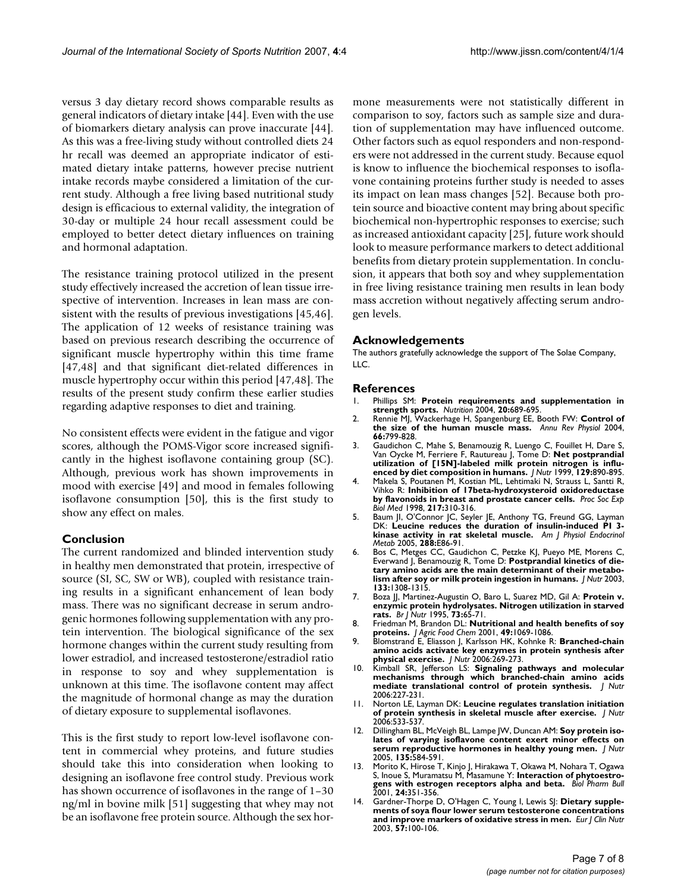versus 3 day dietary record shows comparable results as general indicators of dietary intake [44]. Even with the use of biomarkers dietary analysis can prove inaccurate [44]. As this was a free-living study without controlled diets 24 hr recall was deemed an appropriate indicator of estimated dietary intake patterns, however precise nutrient intake records maybe considered a limitation of the current study. Although a free living based nutritional study design is efficacious to external validity, the integration of 30-day or multiple 24 hour recall assessment could be employed to better detect dietary influences on training and hormonal adaptation.

The resistance training protocol utilized in the present study effectively increased the accretion of lean tissue irrespective of intervention. Increases in lean mass are consistent with the results of previous investigations [45,46]. The application of 12 weeks of resistance training was based on previous research describing the occurrence of significant muscle hypertrophy within this time frame [47,48] and that significant diet-related differences in muscle hypertrophy occur within this period [47,48]. The results of the present study confirm these earlier studies regarding adaptive responses to diet and training.

No consistent effects were evident in the fatigue and vigor scores, although the POMS-Vigor score increased significantly in the highest isoflavone containing group (SC). Although, previous work has shown improvements in mood with exercise [49] and mood in females following isoflavone consumption [50], this is the first study to show any effect on males.

## Conclusion

The current randomized and blinded intervention study in healthy men demonstrated that protein, irrespective of source (SI, SC, SW or WB), coupled with resistance training results in a significant enhancement of lean body mass. There was no significant decrease in serum androgenic hormones following supplementation with any protein intervention. The biological significance of the sex hormone changes within the current study resulting from lower estradiol, and increased testosterone/estradiol ratio in response to soy and whey supplementation is unknown at this time. The isoflavone content may affect the magnitude of hormonal change as may the duration of dietary exposure to supplemental isoflavones.

This is the first study to report low-level isoflavone content in commercial whey proteins, and future studies should take this into consideration when looking to designing an isoflavone free control study. Previous work has shown occurrence of isoflavones in the range of 1–30 ng/ml in bovine milk [51] suggesting that whey may not be an isoflavone free protein source. Although the sex hormone measurements were not statistically different in comparison to soy, factors such as sample size and duration of supplementation may have influenced outcome. Other factors such as equol responders and non-responders were not addressed in the current study. Because equol is know to influence the biochemical responses to isoflavone containing proteins further study is needed to asses its impact on lean mass changes [52]. Because both protein source and bioactive content may bring about specific biochemical non-hypertrophic responses to exercise; such as increased antioxidant capacity [25], future work should look to measure performance markers to detect additional benefits from dietary protein supplementation. In conclusion, it appears that both soy and whey supplementation in free living resistance training men results in lean body mass accretion without negatively affecting serum androgen levels.

## Acknowledgements

The authors gratefully acknowledge the support of The Solae Company, LLC.

## References

1. Phillips SM: **Protein requirements and supplementation in strength sports.** *Nutrition* 2004, **20:**689-695.
2. Rennie MJ, Wackerhage H, Spangenburg EE, Booth FW: **Control of the size of the human muscle mass.** *Annu Rev Physiol* 2004, **66:**799-828.
3. Gaudichon C, Mahe S, Benamouzig R, Luengo C, Fouillet H, Dare S, Van Oycke M, Ferriere F, Rautureau J, Tome D: **Net postprandial utilization of [15N]-labeled milk protein nitrogen is influenced by diet composition in humans.** *J Nutr* 1999, **129:**890-895.
4. Makela S, Poutanen M, Kostian ML, Lehtimaki N, Strauss L, Santti R, Vihko R: **Inhibition of 17beta-hydroxysteroid oxidoreductase by flavonoids in breast and prostate cancer cells.** *Proc Soc Exp Biol Med* 1998, **217:**310-316.
5. Baum JI, O'Connor JC, Seyler JE, Anthony TG, Freund GG, Layman DK: **Leucine reduces the duration of insulin-induced PI 3-kinase activity in rat skeletal muscle.** *Am J Physiol Endocrinol Metab* 2005, **288:**E86-91.
6. Bos C, Metges CC, Gaudichon C, Petzke KJ, Pueyo ME, Morens C, Everwand J, Benamouzig R, Tome D: **Postprandial kinetics of dietary amino acids are the main determinant of their metabolism after soy or milk protein ingestion in humans.** *J Nutr* 2003, **133:**1308-1315.
7. Boza JJ, Martinez-Augustin O, Baro L, Suarez MD, Gil A: **Protein v. enzymic protein hydrolysates. Nitrogen utilization in starved rats.** *Br J Nutr* 1995, **73:**65-71.
8. Friedman M, Brandon DL: **Nutritional and health benefits of soy proteins.** *J Agric Food Chem* 2001, **49:**1069-1086.
9. Blomstrand E, Eliasson J, Karlsson HK, Kohnke R: **Branched-chain amino acids activate key enzymes in protein synthesis after physical exercise.** *J Nutr* 2006:269-273.
10. Kimball SR, Jefferson LS: **Signaling pathways and molecular mechanisms through which branched-chain amino acids mediate translational control of protein synthesis.** *J Nutr* 2006:227-231.
11. Norton LE, Layman DK: **Leucine regulates translation initiation of protein synthesis in skeletal muscle after exercise.** *J Nutr* 2006:533-537.
12. Dillingham BL, McVeigh BL, Lampe JW, Duncan AM: **Soy protein isolates of varying isoflavone content exert minor effects on serum reproductive hormones in healthy young men.** *J Nutr* 2005, **135:**584-591.
13. Morito K, Hirose T, Kinjo J, Hirakawa T, Okawa M, Nohara T, Ogawa S, Inoue S, Muramatsu M, Masamune Y: **Interaction of phytoestrogens with estrogen receptors alpha and beta.** *Biol Pharm Bull* 2001, **24:**351-356.
14. Gardner-Thorpe D, O'Hagen C, Young I, Lewis SJ: **Dietary supplements of soya flour lower serum testosterone concentrations and improve markers of oxidative stress in men.** *Eur J Clin Nutr* 2003, **57:**100-106.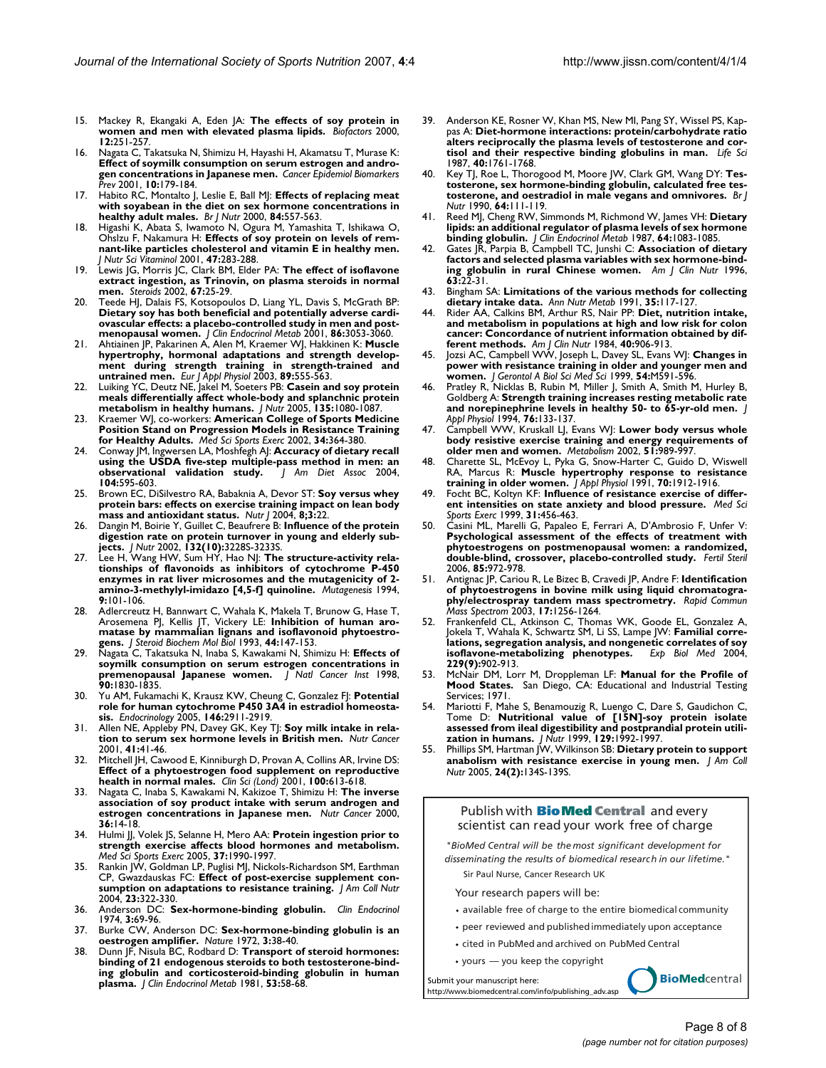15. Mackey R, Ekangaki A, Eden JA: **The effects of soy protein in women and men with elevated plasma lipids.** *Biofactors* 2000, **12:**251-257.
16. Nagata C, Takatsuka N, Shimizu H, Hayashi H, Akamatsu T, Murase K: **Effect of soymilk consumption on serum estrogen and androgen concentrations in Japanese men.** *Cancer Epidemiol Biomarkers Prev* 2001, **10:**179-184.
17. Habito RC, Montalto J, Leslie E, Ball MJ: **Effects of replacing meat with soyabean in the diet on sex hormone concentrations in healthy adult males.** *Br J Nutr* 2000, **84:**557-563.
18. Higashi K, Abata S, Iwamoto N, Ogura M, Yamashita T, Ishikawa O, Ohslzu F, Nakamura H: **Effects of soy protein on levels of remnant-like particles cholesterol and vitamin E in healthy men.** *J Nutr Sci Vitaminol* 2001, **47:**283-288.
19. Lewis JG, Morris JC, Clark BM, Elder PA: **The effect of isoflavone extract ingestion, as Trinovin, on plasma steroids in normal men.** *Steroids* 2002, **67:**25-29.
20. Teede HJ, Dalais FS, Kotsopoulos D, Liang YL, Davis S, McGrath BP: **Dietary soy has both beneficial and potentially adverse cardiovascular effects: a placebo-controlled study in men and postmenopausal women.** *J Clin Endocrinol Metab* 2001, **86:**3053-3060.
21. Ahtiainen JP, Pakarinen A, Alen M, Kraemer WJ, Hakkinen K: **Muscle hypertrophy, hormonal adaptations and strength development during strength training in strength-trained and untrained men.** *Eur J Appl Physiol* 2003, **89:**555-563.
22. Luiking YC, Deutz NE, Jakel M, Soeters PB: **Casein and soy protein meals differentially affect whole-body and splanchnic protein metabolism in healthy humans.** *J Nutr* 2005, **135:**1080-1087.
23. Kraemer WJ, co-workers: **American College of Sports Medicine Position Stand on Progression Models in Resistance Training for Healthy Adults.** *Med Sci Sports Exerc* 2002, **34:**364-380.
24. Conway JM, Ingwersen LA, Moshfegh AJ: **Accuracy of dietary recall using the USDA five-step multiple-pass method in men: an observational validation study.** *J Am Diet Assoc* 2004, **104:**595-603.
25. Brown EC, DiSilvestro RA, Babaknia A, Devor ST: **Soy versus whey protein bars: effects on exercise training impact on lean body mass and antioxidant status.** *Nutr J* 2004, **8;3:**22.
26. Dangin M, Boirie Y, Guillet C, Beaufrere B: **Influence of the protein digestion rate on protein turnover in young and elderly subjects.** *J Nutr* 2002, **132(10):**3228S-3233S.
27. Lee H, Wang HW, Sum HY, Hao NJ: **The structure-activity relationships of flavonoids as inhibitors of cytochrome P-450 enzymes in rat liver microsomes and the mutagenicity of 2-amino-3-methylyl-imidazo [4,5-f] quinoline.** *Mutagenesis* 1994, **9:**101-106.
28. Adlercreutz H, Bannwart C, Wahala K, Makela T, Brunow G, Hase T, Arosemena PJ, Kellis JT, Vickery LE: **Inhibition of human aromatase by mammalian lignans and isoflavonoid phytoestrogens.** *J Steroid Biochem Mol Biol* 1993, **44:**147-153.
29. Nagata C, Takatsuka N, Inaba S, Kawakami N, Shimizu H: **Effects of soymilk consumption on serum estrogen concentrations in premenopausal Japanese women.** *J Natl Cancer Inst* 1998, **90:**1830-1835.
30. Yu AM, Fukamachi K, Krausz KW, Cheung C, Gonzalez FJ: **Potential role for human cytochrome P450 3A4 in estradiol homeostasis.** *Endocrinology* 2005, **146:**2911-2919.
31. Allen NE, Appleby PN, Davey GK, Key TJ: **Soy milk intake in relation to serum sex hormone levels in British men.** *Nutr Cancer* 2001, **41:**41-46.
32. Mitchell JH, Cawood E, Kinniburgh D, Provan A, Collins AR, Irvine DS: **Effect of a phytoestrogen food supplement on reproductive health in normal males.** *Clin Sci (Lond)* 2001, **100:**613-618.
33. Nagata C, Inaba S, Kawakami N, Kakizoe T, Shimizu H: **The inverse association of soy product intake with serum androgen and estrogen concentrations in Japanese men.** *Nutr Cancer* 2000, **36:**14-18.
34. Hulmi JJ, Volek JS, Selanne H, Mero AA: **Protein ingestion prior to strength exercise affects blood hormones and metabolism.** *Med Sci Sports Exerc* 2005, **37:**1990-1997.
35. Rankin JW, Goldman LP, Puglisi MJ, Nickols-Richardson SM, Earthman CP, Gwazdauskas FC: **Effect of post-exercise supplement consumption on adaptations to resistance training.** *J Am Coll Nutr* 2004, **23:**322-330.
36. Anderson DC: **Sex-hormone-binding globulin.** *Clin Endocrinol* 1974, **3:**69-96.
37. Burke CW, Anderson DC: **Sex-hormone-binding globulin is an oestrogen amplifier.** *Nature* 1972, **3:**38-40.
38. Dunn JF, Nisula BC, Rodbard D: **Transport of steroid hormones: binding of 21 endogenous steroids to both testosterone-binding globulin and corticosteroid-binding globulin in human plasma.** *J Clin Endocrinol Metab* 1981, **53:**58-68.
39. Anderson KE, Rosner W, Khan MS, New MI, Pang SY, Wissel PS, Kappas A: **Diet-hormone interactions: protein/carbohydrate ratio alters reciprocally the plasma levels of testosterone and cortisol and their respective binding globulins in man.** *Life Sci* 1987, **40:**1761-1768.
40. Key TJ, Roe L, Thorogood M, Moore JW, Clark GM, Wang DY: **Testosterone, sex hormone-binding globulin, calculated free testosterone, and oestradiol in male vegans and omnivores.** *Br J Nutr* 1990, **64:**111-119.
41. Reed MJ, Cheng RW, Simmonds M, Richmond W, James VH: **Dietary lipids: an additional regulator of plasma levels of sex hormone binding globulin.** *J Clin Endocrinol Metab* 1987, **64:**1083-1085.
42. Gates JR, Parpia B, Campbell TC, Junshi C: **Association of dietary factors and selected plasma variables with sex hormone-binding globulin in rural Chinese women.** *Am J Clin Nutr* 1996, **63:**22-31.
43. Bingham SA: **Limitations of the various methods for collecting dietary intake data.** *Ann Nutr Metab* 1991, **35:**117-127.
44. Rider AA, Calkins BM, Arthur RS, Nair PP: **Diet, nutrition intake, and metabolism in populations at high and low risk for colon cancer: Concordance of nutrient information obtained by different methods.** *Am J Clin Nutr* 1984, **40:**906-913.
45. Jozsi AC, Campbell WW, Joseph L, Davey SL, Evans WJ: **Changes in power with resistance training in older and younger men and women.** *J Gerontol A Biol Sci Med Sci* 1999, **54:**M591-596.
46. Pratley R, Nicklas B, Rubin M, Miller J, Smith A, Smith M, Hurley B, Goldberg A: **Strength training increases resting metabolic rate and norepinephrine levels in healthy 50- to 65-yr-old men.** *J Appl Physiol* 1994, **76:**133-137.
47. Campbell WW, Kruskall LJ, Evans WJ: **Lower body versus whole body resistive exercise training and energy requirements of older men and women.** *Metabolism* 2002, **51:**989-997.
48. Charette SL, McEvoy L, Pyka G, Snow-Harter C, Guido D, Wiswell RA, Marcus R: **Muscle hypertrophy response to resistance training in older women.** *J Appl Physiol* 1991, **70:**1912-1916.
49. Focht BC, Koltyn KF: **Influence of resistance exercise of different intensities on state anxiety and blood pressure.** *Med Sci Sports Exerc* 1999, **31:**456-463.
50. Casini ML, Marelli G, Papaleo E, Ferrari A, D'Ambrosio F, Unfer V: **Psychological assessment of the effects of treatment with phytoestrogens on postmenopausal women: a randomized, double-blind, crossover, placebo-controlled study.** *Fertil Steril* 2006, **85:**972-978.
51. Antignac JP, Cariou R, Le Bizec B, Cravedi JP, Andre F: **Identification of phytoestrogens in bovine milk using liquid chromatography/electrospray tandem mass spectrometry.** *Rapid Commun Mass Spectrom* 2003, **17:**1256-1264.
52. Frankenfeld CL, Atkinson C, Thomas WK, Goode EL, Gonzalez A, Jokela T, Wahala K, Schwartz SM, Li SS, Lampe JW: **Familial correlations, segregation analysis, and nongenetic correlates of soy isoflavone-metabolizing phenotypes.** *Exp Biol Med* 2004, **229(9):**902-913.
53. McNair DM, Lorr M, Droppleman LF: **Manual for the Profile of Mood States.** San Diego, CA: Educational and Industrial Testing Services; 1971.
54. Mariotti F, Mahe S, Benamouzig R, Luengo C, Dare S, Gaudichon C, Tome D: **Nutritional value of [15N]-soy protein isolate assessed from ileal digestibility and postprandial protein utilization in humans.** *J Nutr* 1999, **129:**1992-1997.
55. Phillips SM, Hartman JW, Wilkinson SB: **Dietary protein to support anabolism with resistance exercise in young men.** *J Am Coll Nutr* 2005, **24(2):**134S-139S.

Publish with **BioMed Central** and every scientist can read your work free of charge

*"BioMed Central will be the most significant development for disseminating the results of biomedical research in our lifetime."*

Sir Paul Nurse, Cancer Research UK

Your research papers will be:

- available free of charge to the entire biomedical community
- peer reviewed and published immediately upon acceptance
- cited in PubMed and archived on PubMed Central
- yours — you keep the copyright

Submit your manuscript here:
http://www.biomedcentral.com/info/publishing_adv.asp

BioMedcentral